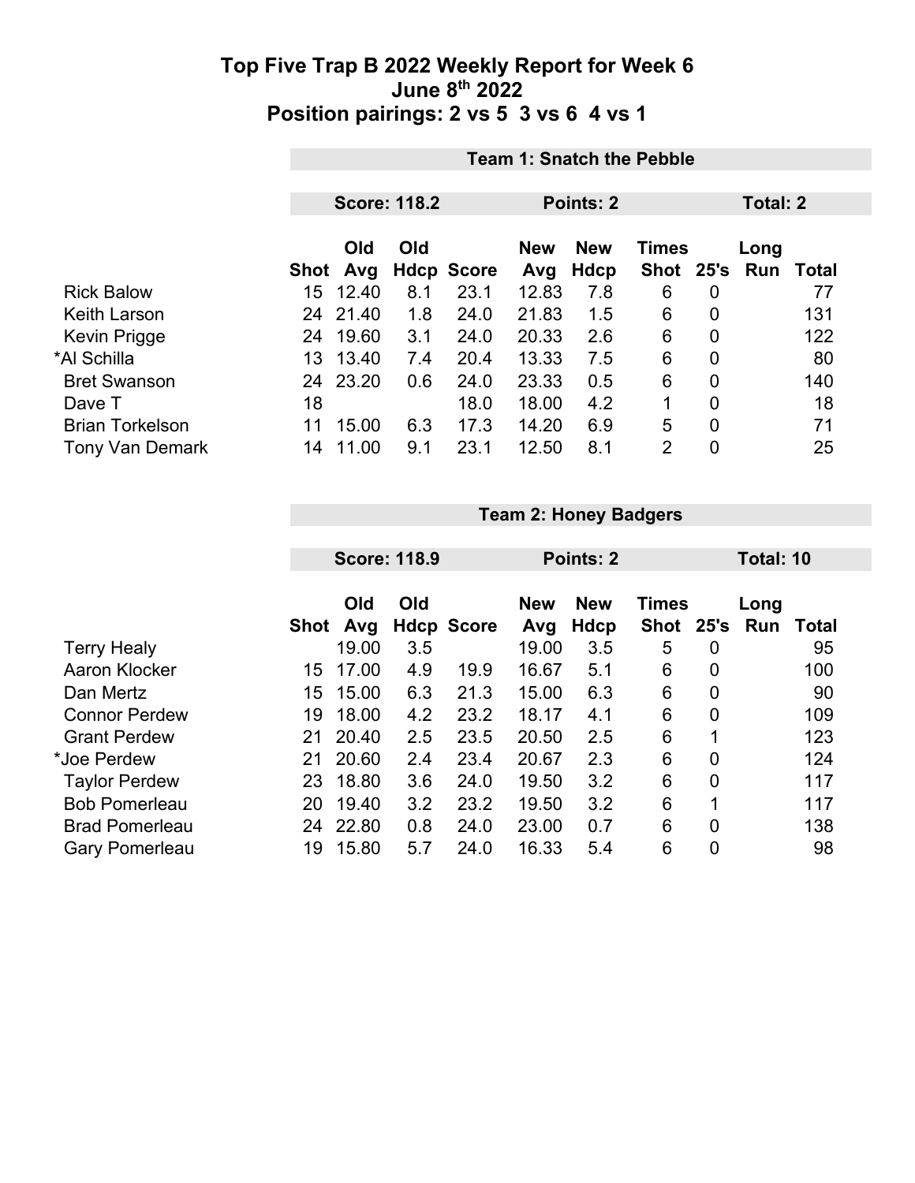# Top Five Trap B 2022 Weekly Report for Week 6
## June 8th 2022
## Position pairings: 2 vs 5 3 vs 6 4 vs 1

| | Team 1: Snatch the Pebble | | | | | | | | | |
|---|---|---|---|---|---|---|---|---|---|---|
| | Score: 118.2 | | | | Points: 2 | | | Total: 2 | | |
| | Shot | Old Avg | Old Hdcp | Score | New Avg | New Hdcp | Times Shot | 25's | Long Run | Total |
| Rick Balow | 15 | 12.40 | 8.1 | 23.1 | 12.83 | 7.8 | 6 | 0 | | 77 |
| Keith Larson | 24 | 21.40 | 1.8 | 24.0 | 21.83 | 1.5 | 6 | 0 | | 131 |
| Kevin Prigge | 24 | 19.60 | 3.1 | 24.0 | 20.33 | 2.6 | 6 | 0 | | 122 |
| *Al Schilla | 13 | 13.40 | 7.4 | 20.4 | 13.33 | 7.5 | 6 | 0 | | 80 |
| Bret Swanson | 24 | 23.20 | 0.6 | 24.0 | 23.33 | 0.5 | 6 | 0 | | 140 |
| Dave T | 18 | | | 18.0 | 18.00 | 4.2 | 1 | 0 | | 18 |
| Brian Torkelson | 11 | 15.00 | 6.3 | 17.3 | 14.20 | 6.9 | 5 | 0 | | 71 |
| Tony Van Demark | 14 | 11.00 | 9.1 | 23.1 | 12.50 | 8.1 | 2 | 0 | | 25 |

| | Team 2: Honey Badgers | | | | | | | | | |
|---|---|---|---|---|---|---|---|---|---|---|
| | Score: 118.9 | | | | Points: 2 | | | Total: 10 | | |
| | Shot | Old Avg | Old Hdcp | Score | New Avg | New Hdcp | Times Shot | 25's | Long Run | Total |
| Terry Healy | | 19.00 | 3.5 | | 19.00 | 3.5 | 5 | 0 | | 95 |
| Aaron Klocker | 15 | 17.00 | 4.9 | 19.9 | 16.67 | 5.1 | 6 | 0 | | 100 |
| Dan Mertz | 15 | 15.00 | 6.3 | 21.3 | 15.00 | 6.3 | 6 | 0 | | 90 |
| Connor Perdew | 19 | 18.00 | 4.2 | 23.2 | 18.17 | 4.1 | 6 | 0 | | 109 |
| Grant Perdew | 21 | 20.40 | 2.5 | 23.5 | 20.50 | 2.5 | 6 | 1 | | 123 |
| *Joe Perdew | 21 | 20.60 | 2.4 | 23.4 | 20.67 | 2.3 | 6 | 0 | | 124 |
| Taylor Perdew | 23 | 18.80 | 3.6 | 24.0 | 19.50 | 3.2 | 6 | 0 | | 117 |
| Bob Pomerleau | 20 | 19.40 | 3.2 | 23.2 | 19.50 | 3.2 | 6 | 1 | | 117 |
| Brad Pomerleau | 24 | 22.80 | 0.8 | 24.0 | 23.00 | 0.7 | 6 | 0 | | 138 |
| Gary Pomerleau | 19 | 15.80 | 5.7 | 24.0 | 16.33 | 5.4 | 6 | 0 | | 98 |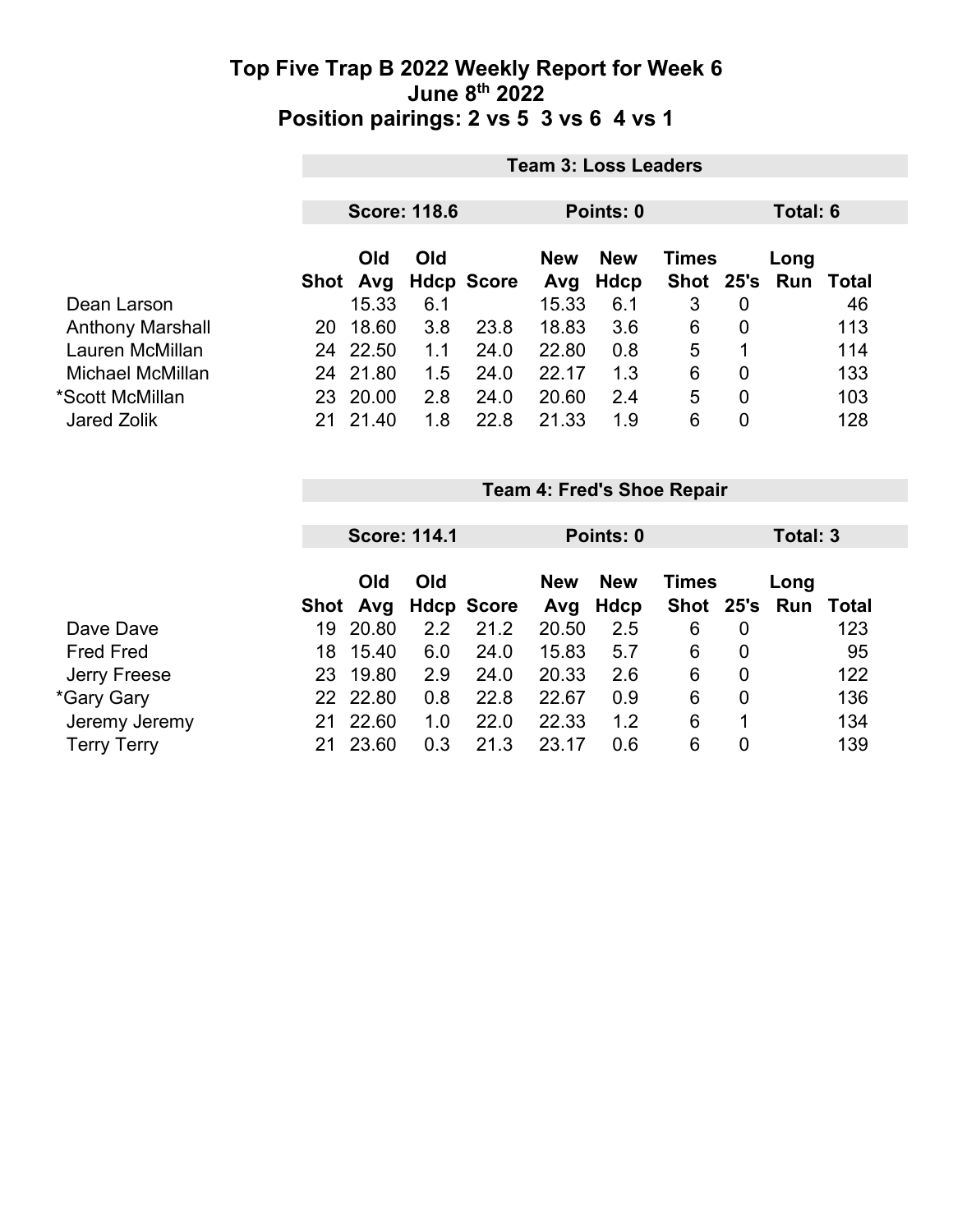# Top Five Trap B 2022 Weekly Report for Week 6
## June 8th 2022
## Position pairings: 2 vs 5  3 vs 6  4 vs 1

### Team 3: Loss Leaders

**Score: 118.6** | **Points: 0** | **Total: 6**

| | Shot | Old Avg | Old Hdcp | Score | New Avg | New Hdcp | Times Shot | 25's | Long Run | Total |
|---|---|---|---|---|---|---|---|---|---|---|
| Dean Larson | | 15.33 | 6.1 | | 15.33 | 6.1 | 3 | 0 | | 46 |
| Anthony Marshall | 20 | 18.60 | 3.8 | 23.8 | 18.83 | 3.6 | 6 | 0 | | 113 |
| Lauren McMillan | 24 | 22.50 | 1.1 | 24.0 | 22.80 | 0.8 | 5 | 1 | | 114 |
| Michael McMillan | 24 | 21.80 | 1.5 | 24.0 | 22.17 | 1.3 | 6 | 0 | | 133 |
| *Scott McMillan | 23 | 20.00 | 2.8 | 24.0 | 20.60 | 2.4 | 5 | 0 | | 103 |
| Jared Zolik | 21 | 21.40 | 1.8 | 22.8 | 21.33 | 1.9 | 6 | 0 | | 128 |

### Team 4: Fred's Shoe Repair

**Score: 114.1** | **Points: 0** | **Total: 3**

| | Shot | Old Avg | Old Hdcp | Score | New Avg | New Hdcp | Times Shot | 25's | Long Run | Total |
|---|---|---|---|---|---|---|---|---|---|---|
| Dave Dave | 19 | 20.80 | 2.2 | 21.2 | 20.50 | 2.5 | 6 | 0 | | 123 |
| Fred Fred | 18 | 15.40 | 6.0 | 24.0 | 15.83 | 5.7 | 6 | 0 | | 95 |
| Jerry Freese | 23 | 19.80 | 2.9 | 24.0 | 20.33 | 2.6 | 6 | 0 | | 122 |
| *Gary Gary | 22 | 22.80 | 0.8 | 22.8 | 22.67 | 0.9 | 6 | 0 | | 136 |
| Jeremy Jeremy | 21 | 22.60 | 1.0 | 22.0 | 22.33 | 1.2 | 6 | 1 | | 134 |
| Terry Terry | 21 | 23.60 | 0.3 | 21.3 | 23.17 | 0.6 | 6 | 0 | | 139 |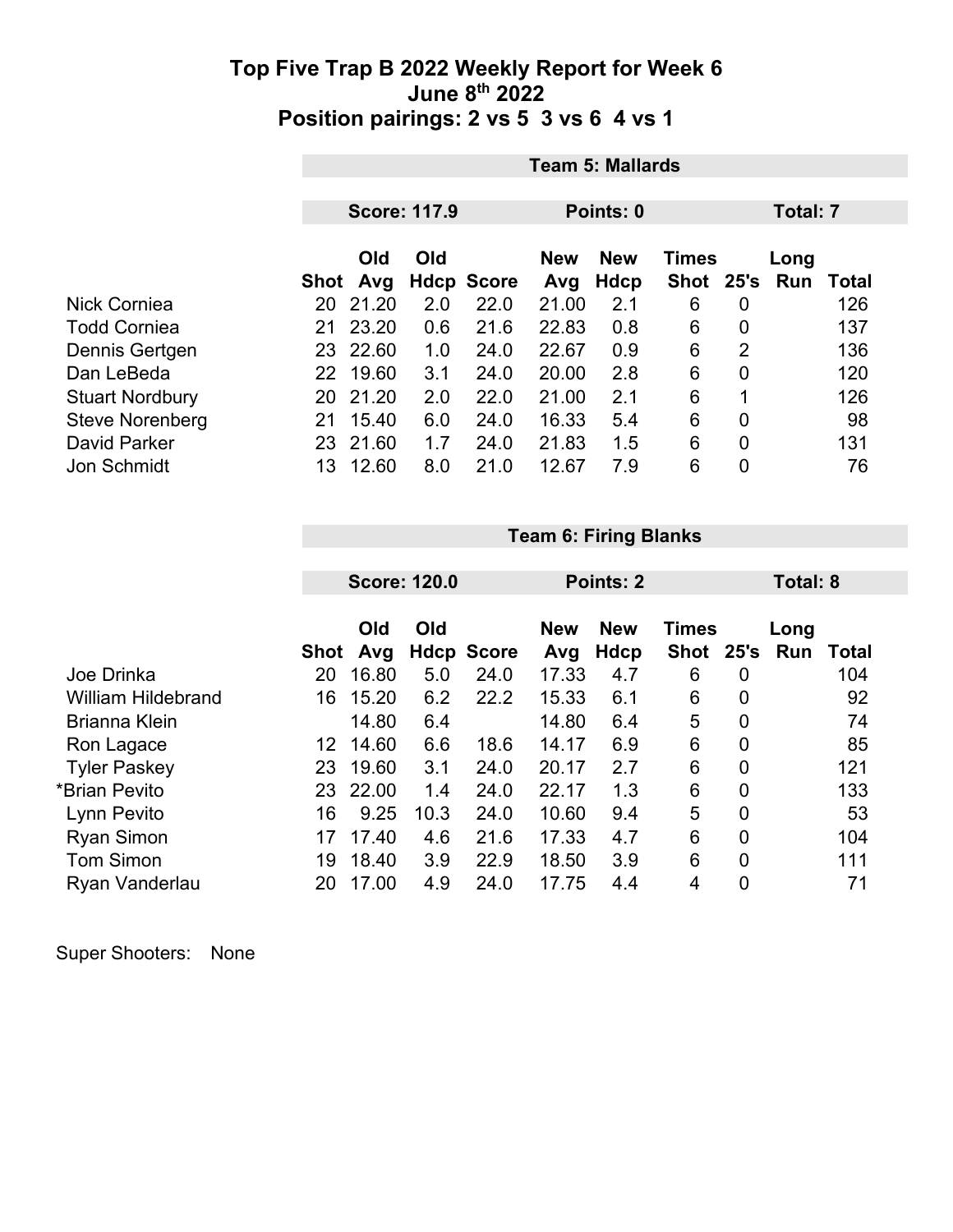# Top Five Trap B 2022 Weekly Report for Week 6
## June 8th 2022
## Position pairings: 2 vs 5 3 vs 6 4 vs 1

**Team 5: Mallards**

**Score: 117.9** | **Points: 0** | **Total: 7**

| | Shot | Old Avg | Old Hdcp | Score | New Avg | New Hdcp | Times Shot | 25's | Long Run | Total |
|---|---|---|---|---|---|---|---|---|---|---|
| Nick Corniea | 20 | 21.20 | 2.0 | 22.0 | 21.00 | 2.1 | 6 | 0 | | 126 |
| Todd Corniea | 21 | 23.20 | 0.6 | 21.6 | 22.83 | 0.8 | 6 | 0 | | 137 |
| Dennis Gertgen | 23 | 22.60 | 1.0 | 24.0 | 22.67 | 0.9 | 6 | 2 | | 136 |
| Dan LeBeda | 22 | 19.60 | 3.1 | 24.0 | 20.00 | 2.8 | 6 | 0 | | 120 |
| Stuart Nordbury | 20 | 21.20 | 2.0 | 22.0 | 21.00 | 2.1 | 6 | 1 | | 126 |
| Steve Norenberg | 21 | 15.40 | 6.0 | 24.0 | 16.33 | 5.4 | 6 | 0 | | 98 |
| David Parker | 23 | 21.60 | 1.7 | 24.0 | 21.83 | 1.5 | 6 | 0 | | 131 |
| Jon Schmidt | 13 | 12.60 | 8.0 | 21.0 | 12.67 | 7.9 | 6 | 0 | | 76 |

**Team 6: Firing Blanks**

**Score: 120.0** | **Points: 2** | **Total: 8**

| | Shot | Old Avg | Old Hdcp | Score | New Avg | New Hdcp | Times Shot | 25's | Long Run | Total |
|---|---|---|---|---|---|---|---|---|---|---|
| Joe Drinka | 20 | 16.80 | 5.0 | 24.0 | 17.33 | 4.7 | 6 | 0 | | 104 |
| William Hildebrand | 16 | 15.20 | 6.2 | 22.2 | 15.33 | 6.1 | 6 | 0 | | 92 |
| Brianna Klein | | 14.80 | 6.4 | | 14.80 | 6.4 | 5 | 0 | | 74 |
| Ron Lagace | 12 | 14.60 | 6.6 | 18.6 | 14.17 | 6.9 | 6 | 0 | | 85 |
| Tyler Paskey | 23 | 19.60 | 3.1 | 24.0 | 20.17 | 2.7 | 6 | 0 | | 121 |
| *Brian Pevito | 23 | 22.00 | 1.4 | 24.0 | 22.17 | 1.3 | 6 | 0 | | 133 |
| Lynn Pevito | 16 | 9.25 | 10.3 | 24.0 | 10.60 | 9.4 | 5 | 0 | | 53 |
| Ryan Simon | 17 | 17.40 | 4.6 | 21.6 | 17.33 | 4.7 | 6 | 0 | | 104 |
| Tom Simon | 19 | 18.40 | 3.9 | 22.9 | 18.50 | 3.9 | 6 | 0 | | 111 |
| Ryan Vanderlau | 20 | 17.00 | 4.9 | 24.0 | 17.75 | 4.4 | 4 | 0 | | 71 |

Super Shooters: None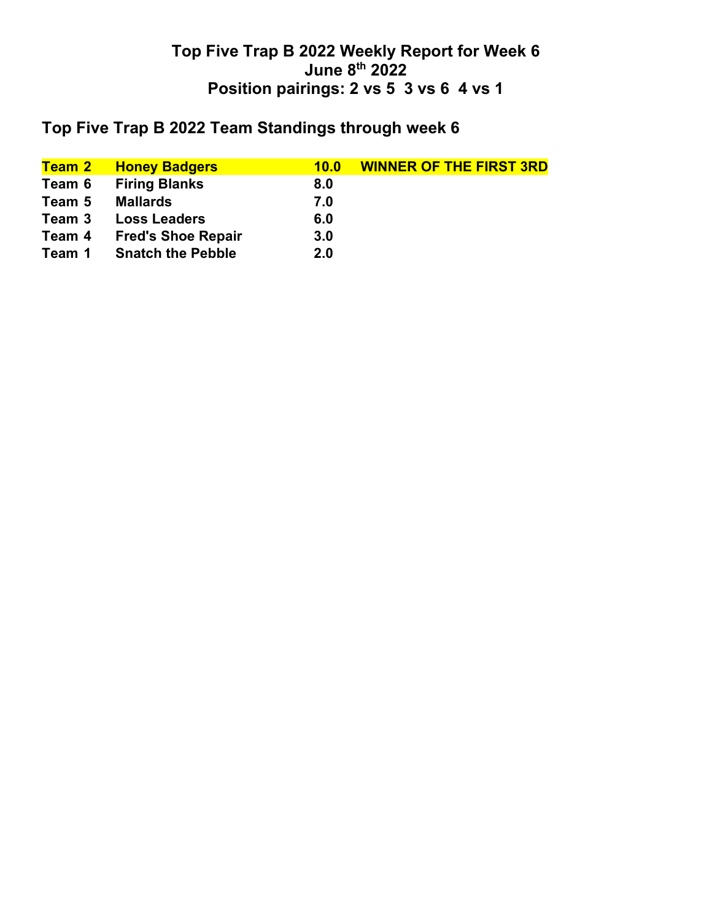# Top Five Trap B 2022 Weekly Report for Week 6
# June 8th 2022
# Position pairings: 2 vs 5  3 vs 6  4 vs 1

## Top Five Trap B 2022 Team Standings through week 6

| | | | |
|---|---|---|---|
| **Team 2** | **Honey Badgers** | **10.0** | **WINNER OF THE FIRST 3RD** |
| **Team 6** | **Firing Blanks** | **8.0** | |
| **Team 5** | **Mallards** | **7.0** | |
| **Team 3** | **Loss Leaders** | **6.0** | |
| **Team 4** | **Fred's Shoe Repair** | **3.0** | |
| **Team 1** | **Snatch the Pebble** | **2.0** | |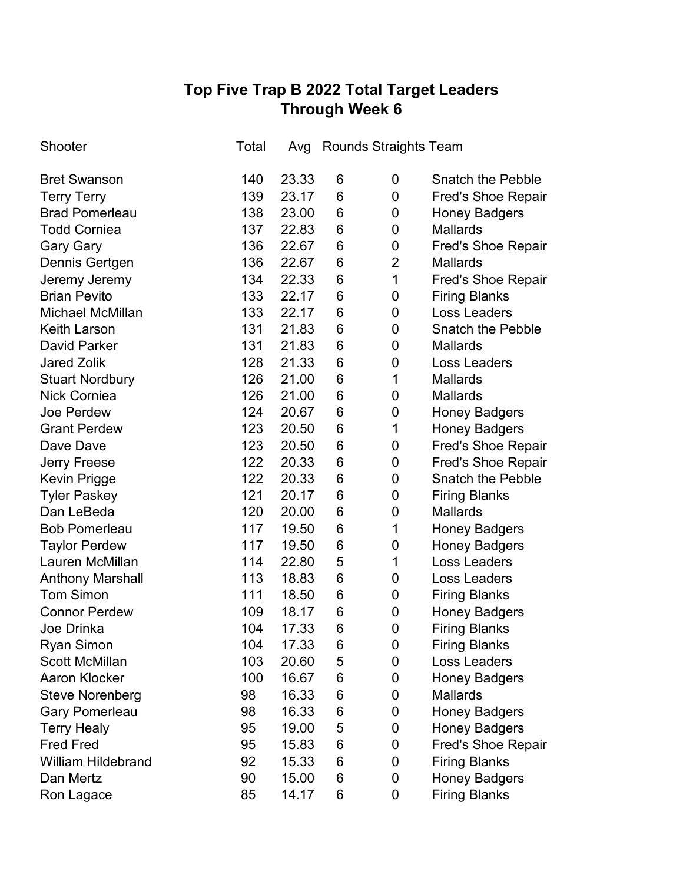# Top Five Trap B 2022 Total Target Leaders
## Through Week 6

| Shooter | Total | Avg | Rounds | Straights | Team |
|---|---|---|---|---|---|
| Bret Swanson | 140 | 23.33 | 6 | 0 | Snatch the Pebble |
| Terry Terry | 139 | 23.17 | 6 | 0 | Fred's Shoe Repair |
| Brad Pomerleau | 138 | 23.00 | 6 | 0 | Honey Badgers |
| Todd Corniea | 137 | 22.83 | 6 | 0 | Mallards |
| Gary Gary | 136 | 22.67 | 6 | 0 | Fred's Shoe Repair |
| Dennis Gertgen | 136 | 22.67 | 6 | 2 | Mallards |
| Jeremy Jeremy | 134 | 22.33 | 6 | 1 | Fred's Shoe Repair |
| Brian Pevito | 133 | 22.17 | 6 | 0 | Firing Blanks |
| Michael McMillan | 133 | 22.17 | 6 | 0 | Loss Leaders |
| Keith Larson | 131 | 21.83 | 6 | 0 | Snatch the Pebble |
| David Parker | 131 | 21.83 | 6 | 0 | Mallards |
| Jared Zolik | 128 | 21.33 | 6 | 0 | Loss Leaders |
| Stuart Nordbury | 126 | 21.00 | 6 | 1 | Mallards |
| Nick Corniea | 126 | 21.00 | 6 | 0 | Mallards |
| Joe Perdew | 124 | 20.67 | 6 | 0 | Honey Badgers |
| Grant Perdew | 123 | 20.50 | 6 | 1 | Honey Badgers |
| Dave Dave | 123 | 20.50 | 6 | 0 | Fred's Shoe Repair |
| Jerry Freese | 122 | 20.33 | 6 | 0 | Fred's Shoe Repair |
| Kevin Prigge | 122 | 20.33 | 6 | 0 | Snatch the Pebble |
| Tyler Paskey | 121 | 20.17 | 6 | 0 | Firing Blanks |
| Dan LeBeda | 120 | 20.00 | 6 | 0 | Mallards |
| Bob Pomerleau | 117 | 19.50 | 6 | 1 | Honey Badgers |
| Taylor Perdew | 117 | 19.50 | 6 | 0 | Honey Badgers |
| Lauren McMillan | 114 | 22.80 | 5 | 1 | Loss Leaders |
| Anthony Marshall | 113 | 18.83 | 6 | 0 | Loss Leaders |
| Tom Simon | 111 | 18.50 | 6 | 0 | Firing Blanks |
| Connor Perdew | 109 | 18.17 | 6 | 0 | Honey Badgers |
| Joe Drinka | 104 | 17.33 | 6 | 0 | Firing Blanks |
| Ryan Simon | 104 | 17.33 | 6 | 0 | Firing Blanks |
| Scott McMillan | 103 | 20.60 | 5 | 0 | Loss Leaders |
| Aaron Klocker | 100 | 16.67 | 6 | 0 | Honey Badgers |
| Steve Norenberg | 98 | 16.33 | 6 | 0 | Mallards |
| Gary Pomerleau | 98 | 16.33 | 6 | 0 | Honey Badgers |
| Terry Healy | 95 | 19.00 | 5 | 0 | Honey Badgers |
| Fred Fred | 95 | 15.83 | 6 | 0 | Fred's Shoe Repair |
| William Hildebrand | 92 | 15.33 | 6 | 0 | Firing Blanks |
| Dan Mertz | 90 | 15.00 | 6 | 0 | Honey Badgers |
| Ron Lagace | 85 | 14.17 | 6 | 0 | Firing Blanks |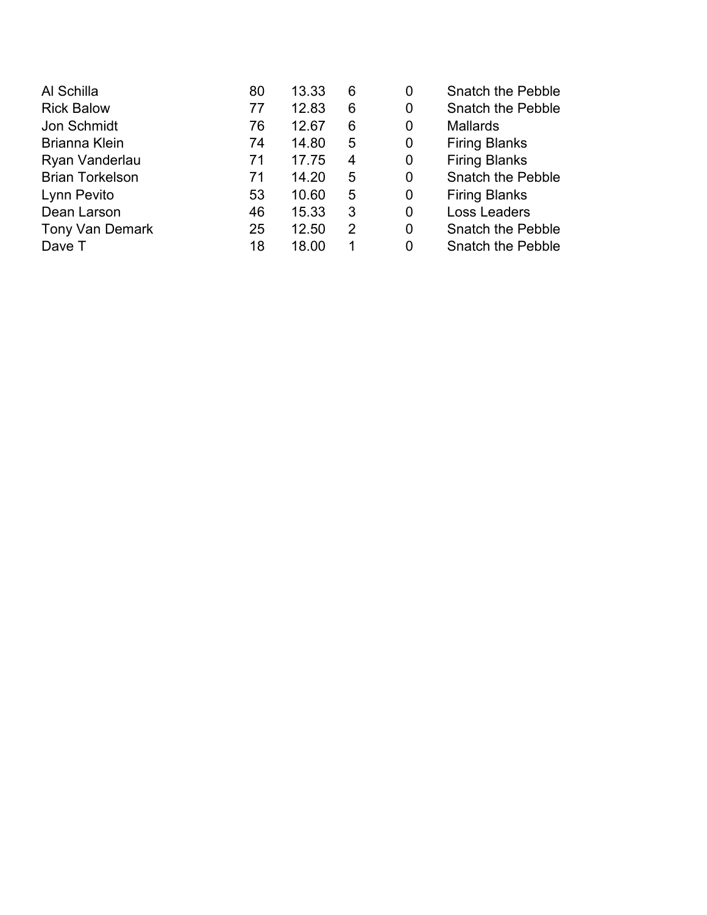| | | | | | |
|---|---|---|---|---|---|
| Al Schilla | 80 | 13.33 | 6 | 0 | Snatch the Pebble |
| Rick Balow | 77 | 12.83 | 6 | 0 | Snatch the Pebble |
| Jon Schmidt | 76 | 12.67 | 6 | 0 | Mallards |
| Brianna Klein | 74 | 14.80 | 5 | 0 | Firing Blanks |
| Ryan Vanderlau | 71 | 17.75 | 4 | 0 | Firing Blanks |
| Brian Torkelson | 71 | 14.20 | 5 | 0 | Snatch the Pebble |
| Lynn Pevito | 53 | 10.60 | 5 | 0 | Firing Blanks |
| Dean Larson | 46 | 15.33 | 3 | 0 | Loss Leaders |
| Tony Van Demark | 25 | 12.50 | 2 | 0 | Snatch the Pebble |
| Dave T | 18 | 18.00 | 1 | 0 | Snatch the Pebble |